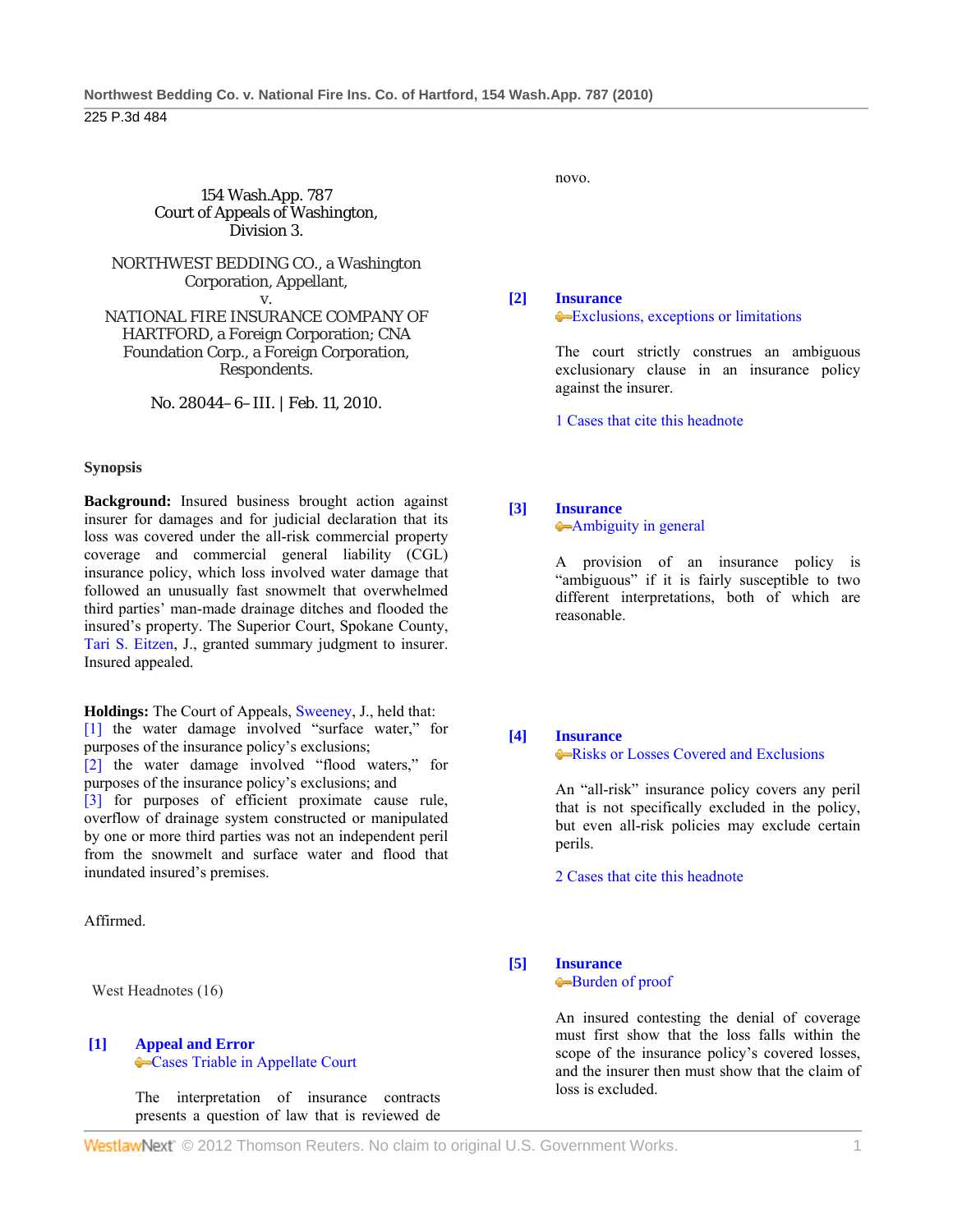154 Wash.App. 787
Court of Appeals of Washington,
Division 3.

NORTHWEST BEDDING CO., a Washington Corporation, Appellant,
v.
NATIONAL FIRE INSURANCE COMPANY OF HARTFORD, a Foreign Corporation; CNA Foundation Corp., a Foreign Corporation, Respondents.

No. 28044–6–III. | Feb. 11, 2010.

**Synopsis**

**Background:** Insured business brought action against insurer for damages and for judicial declaration that its loss was covered under the all-risk commercial property coverage and commercial general liability (CGL) insurance policy, which loss involved water damage that followed an unusually fast snowmelt that overwhelmed third parties' man-made drainage ditches and flooded the insured's property. The Superior Court, Spokane County, Tari S. Eitzen, J., granted summary judgment to insurer. Insured appealed.

**Holdings:** The Court of Appeals, Sweeney, J., held that:
[1] the water damage involved "surface water," for purposes of the insurance policy's exclusions;
[2] the water damage involved "flood waters," for purposes of the insurance policy's exclusions; and
[3] for purposes of efficient proximate cause rule, overflow of drainage system constructed or manipulated by one or more third parties was not an independent peril from the snowmelt and surface water and flood that inundated insured's premises.

Affirmed.

West Headnotes (16)

**[1] Appeal and Error**
Cases Triable in Appellate Court

The interpretation of insurance contracts presents a question of law that is reviewed de novo.

**[2] Insurance**
Exclusions, exceptions or limitations

The court strictly construes an ambiguous exclusionary clause in an insurance policy against the insurer.

1 Cases that cite this headnote

**[3] Insurance**
Ambiguity in general

A provision of an insurance policy is "ambiguous" if it is fairly susceptible to two different interpretations, both of which are reasonable.

**[4] Insurance**
Risks or Losses Covered and Exclusions

An "all-risk" insurance policy covers any peril that is not specifically excluded in the policy, but even all-risk policies may exclude certain perils.

2 Cases that cite this headnote

**[5] Insurance**
Burden of proof

An insured contesting the denial of coverage must first show that the loss falls within the scope of the insurance policy's covered losses, and the insurer then must show that the claim of loss is excluded.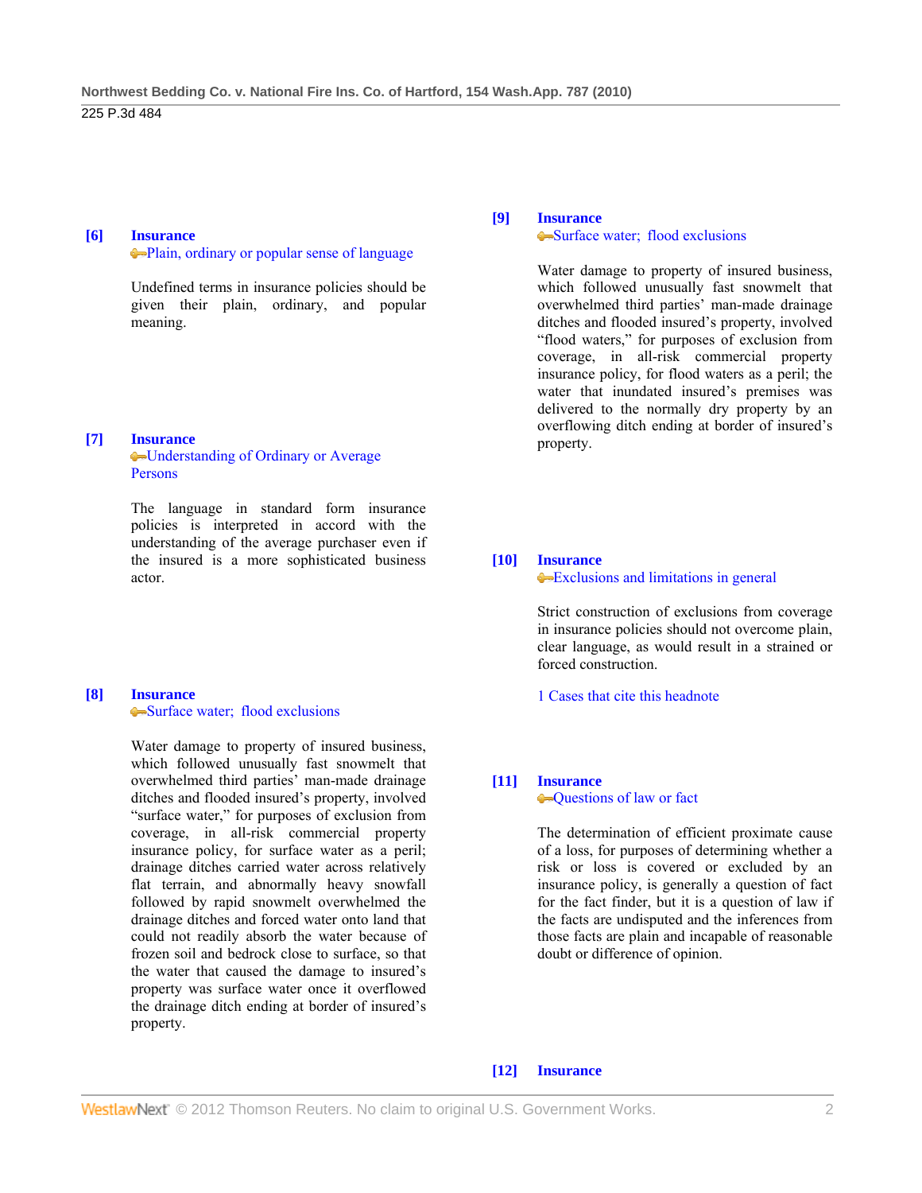**[6] Insurance**
Plain, ordinary or popular sense of language

Undefined terms in insurance policies should be given their plain, ordinary, and popular meaning.

**[7] Insurance**
Understanding of Ordinary or Average Persons

The language in standard form insurance policies is interpreted in accord with the understanding of the average purchaser even if the insured is a more sophisticated business actor.

**[8] Insurance**
Surface water; flood exclusions

Water damage to property of insured business, which followed unusually fast snowmelt that overwhelmed third parties' man-made drainage ditches and flooded insured's property, involved "surface water," for purposes of exclusion from coverage, in all-risk commercial property insurance policy, for surface water as a peril; drainage ditches carried water across relatively flat terrain, and abnormally heavy snowfall followed by rapid snowmelt overwhelmed the drainage ditches and forced water onto land that could not readily absorb the water because of frozen soil and bedrock close to surface, so that the water that caused the damage to insured's property was surface water once it overflowed the drainage ditch ending at border of insured's property.

**[9] Insurance**
Surface water; flood exclusions

Water damage to property of insured business, which followed unusually fast snowmelt that overwhelmed third parties' man-made drainage ditches and flooded insured's property, involved "flood waters," for purposes of exclusion from coverage, in all-risk commercial property insurance policy, for flood waters as a peril; the water that inundated insured's premises was delivered to the normally dry property by an overflowing ditch ending at border of insured's property.

**[10] Insurance**
Exclusions and limitations in general

Strict construction of exclusions from coverage in insurance policies should not overcome plain, clear language, as would result in a strained or forced construction.

1 Cases that cite this headnote

**[11] Insurance**
Questions of law or fact

The determination of efficient proximate cause of a loss, for purposes of determining whether a risk or loss is covered or excluded by an insurance policy, is generally a question of fact for the fact finder, but it is a question of law if the facts are undisputed and the inferences from those facts are plain and incapable of reasonable doubt or difference of opinion.

**[12] Insurance**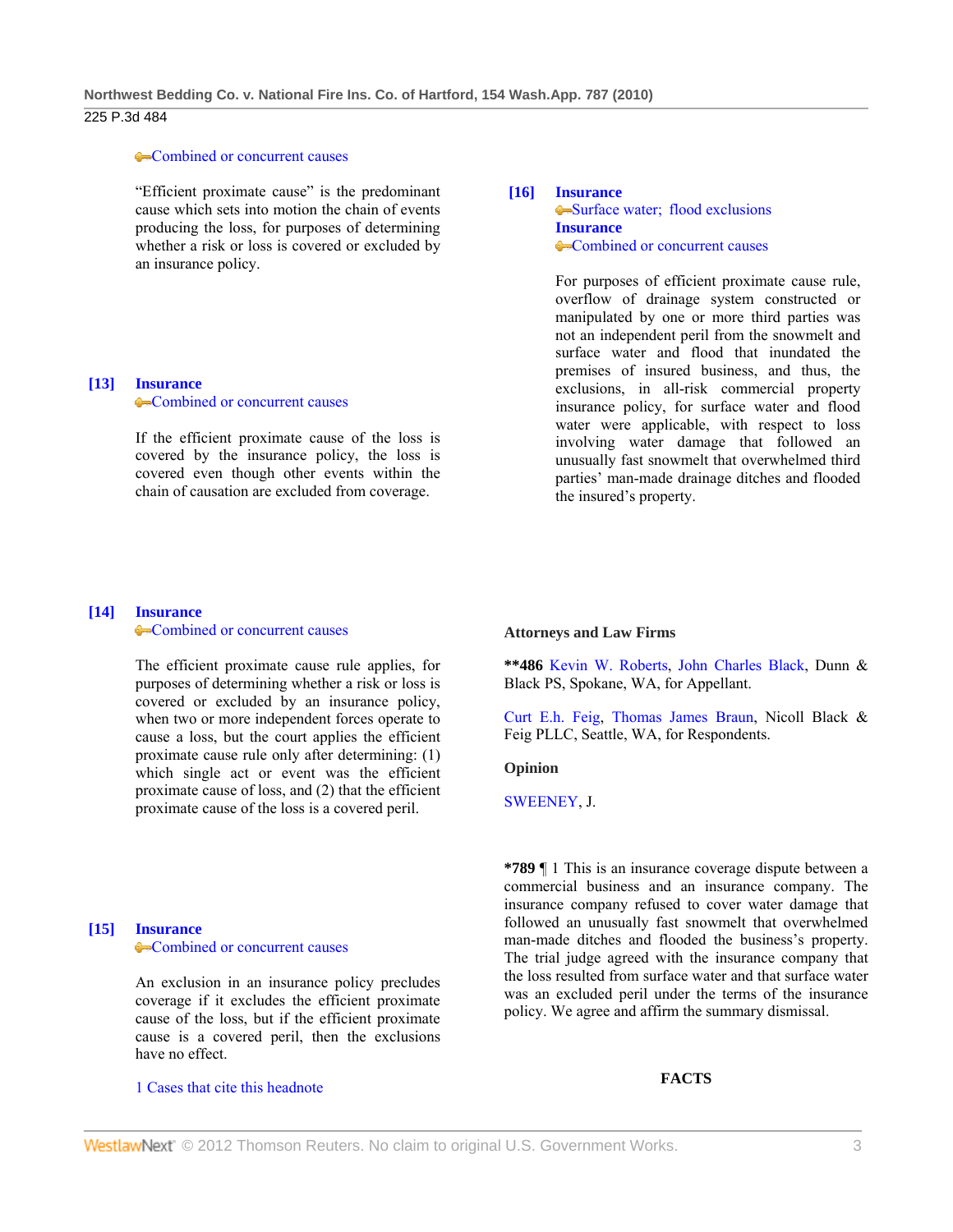Combined or concurrent causes

"Efficient proximate cause" is the predominant cause which sets into motion the chain of events producing the loss, for purposes of determining whether a risk or loss is covered or excluded by an insurance policy.

**[13]** **Insurance**
Combined or concurrent causes

If the efficient proximate cause of the loss is covered by the insurance policy, the loss is covered even though other events within the chain of causation are excluded from coverage.

**[14]** **Insurance**
Combined or concurrent causes

The efficient proximate cause rule applies, for purposes of determining whether a risk or loss is covered or excluded by an insurance policy, when two or more independent forces operate to cause a loss, but the court applies the efficient proximate cause rule only after determining: (1) which single act or event was the efficient proximate cause of loss, and (2) that the efficient proximate cause of the loss is a covered peril.

**[15]** **Insurance**
Combined or concurrent causes

An exclusion in an insurance policy precludes coverage if it excludes the efficient proximate cause of the loss, but if the efficient proximate cause is a covered peril, then the exclusions have no effect.

1 Cases that cite this headnote

**[16]** **Insurance**
Surface water; flood exclusions
**Insurance**
Combined or concurrent causes

For purposes of efficient proximate cause rule, overflow of drainage system constructed or manipulated by one or more third parties was not an independent peril from the snowmelt and surface water and flood that inundated the premises of insured business, and thus, the exclusions, in all-risk commercial property insurance policy, for surface water and flood water were applicable, with respect to loss involving water damage that followed an unusually fast snowmelt that overwhelmed third parties' man-made drainage ditches and flooded the insured's property.

**Attorneys and Law Firms**

****486** Kevin W. Roberts, John Charles Black, Dunn & Black PS, Spokane, WA, for Appellant.

Curt E.h. Feig, Thomas James Braun, Nicoll Black & Feig PLLC, Seattle, WA, for Respondents.

**Opinion**

SWEENEY, J.

***789** ¶ 1 This is an insurance coverage dispute between a commercial business and an insurance company. The insurance company refused to cover water damage that followed an unusually fast snowmelt that overwhelmed man-made ditches and flooded the business's property. The trial judge agreed with the insurance company that the loss resulted from surface water and that surface water was an excluded peril under the terms of the insurance policy. We agree and affirm the summary dismissal.

## FACTS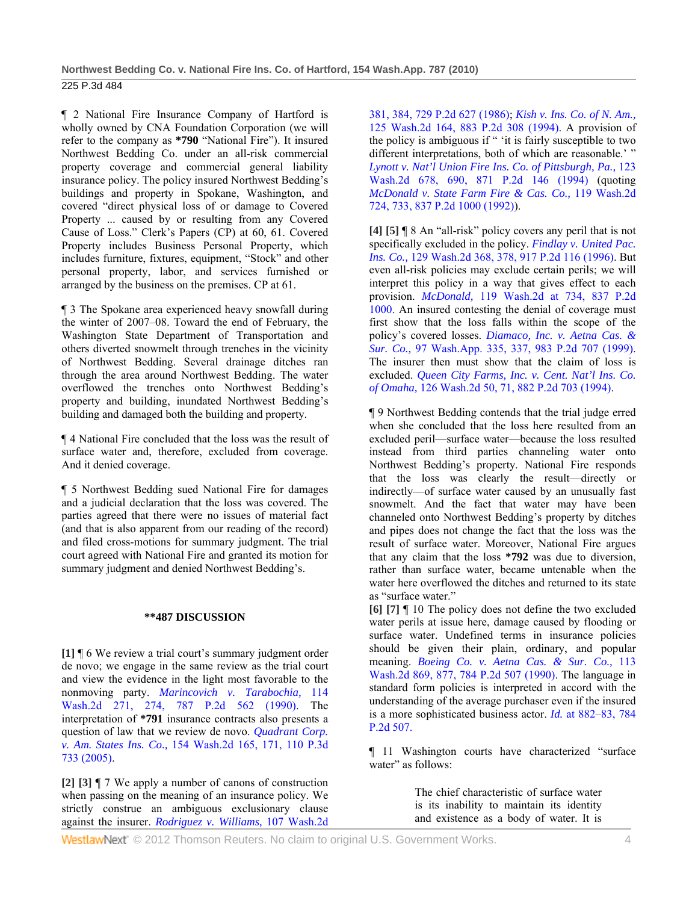¶ 2 National Fire Insurance Company of Hartford is wholly owned by CNA Foundation Corporation (we will refer to the company as **\*790** "National Fire"). It insured Northwest Bedding Co. under an all-risk commercial property coverage and commercial general liability insurance policy. The policy insured Northwest Bedding's buildings and property in Spokane, Washington, and covered "direct physical loss of or damage to Covered Property ... caused by or resulting from any Covered Cause of Loss." Clerk's Papers (CP) at 60, 61. Covered Property includes Business Personal Property, which includes furniture, fixtures, equipment, "Stock" and other personal property, labor, and services furnished or arranged by the business on the premises. CP at 61.

¶ 3 The Spokane area experienced heavy snowfall during the winter of 2007–08. Toward the end of February, the Washington State Department of Transportation and others diverted snowmelt through trenches in the vicinity of Northwest Bedding. Several drainage ditches ran through the area around Northwest Bedding. The water overflowed the trenches onto Northwest Bedding's property and building, inundated Northwest Bedding's building and damaged both the building and property.

¶ 4 National Fire concluded that the loss was the result of surface water and, therefore, excluded from coverage. And it denied coverage.

¶ 5 Northwest Bedding sued National Fire for damages and a judicial declaration that the loss was covered. The parties agreed that there were no issues of material fact (and that is also apparent from our reading of the record) and filed cross-motions for summary judgment. The trial court agreed with National Fire and granted its motion for summary judgment and denied Northwest Bedding's.

**\*\*487 DISCUSSION**

**[1]** ¶ 6 We review a trial court's summary judgment order de novo; we engage in the same review as the trial court and view the evidence in the light most favorable to the nonmoving party. *Marincovich v. Tarabochia,* 114 Wash.2d 271, 274, 787 P.2d 562 (1990). The interpretation of **\*791** insurance contracts also presents a question of law that we review de novo. *Quadrant Corp. v. Am. States Ins. Co.,* 154 Wash.2d 165, 171, 110 P.3d 733 (2005).

**[2] [3]** ¶ 7 We apply a number of canons of construction when passing on the meaning of an insurance policy. We strictly construe an ambiguous exclusionary clause against the insurer. *Rodriguez v. Williams,* 107 Wash.2d 381, 384, 729 P.2d 627 (1986); *Kish v. Ins. Co. of N. Am.,* 125 Wash.2d 164, 883 P.2d 308 (1994). A provision of the policy is ambiguous if " 'it is fairly susceptible to two different interpretations, both of which are reasonable.' " *Lynott v. Nat'l Union Fire Ins. Co. of Pittsburgh, Pa.,* 123 Wash.2d 678, 690, 871 P.2d 146 (1994) (quoting *McDonald v. State Farm Fire & Cas. Co.,* 119 Wash.2d 724, 733, 837 P.2d 1000 (1992)).

**[4] [5]** ¶ 8 An "all-risk" policy covers any peril that is not specifically excluded in the policy. *Findlay v. United Pac. Ins. Co.,* 129 Wash.2d 368, 378, 917 P.2d 116 (1996). But even all-risk policies may exclude certain perils; we will interpret this policy in a way that gives effect to each provision. *McDonald,* 119 Wash.2d at 734, 837 P.2d 1000. An insured contesting the denial of coverage must first show that the loss falls within the scope of the policy's covered losses. *Diamaco, Inc. v. Aetna Cas. & Sur. Co.,* 97 Wash.App. 335, 337, 983 P.2d 707 (1999). The insurer then must show that the claim of loss is excluded. *Queen City Farms, Inc. v. Cent. Nat'l Ins. Co. of Omaha,* 126 Wash.2d 50, 71, 882 P.2d 703 (1994).

¶ 9 Northwest Bedding contends that the trial judge erred when she concluded that the loss here resulted from an excluded peril—surface water—because the loss resulted instead from third parties channeling water onto Northwest Bedding's property. National Fire responds that the loss was clearly the result—directly or indirectly—of surface water caused by an unusually fast snowmelt. And the fact that water may have been channeled onto Northwest Bedding's property by ditches and pipes does not change the fact that the loss was the result of surface water. Moreover, National Fire argues that any claim that the loss **\*792** was due to diversion, rather than surface water, became untenable when the water here overflowed the ditches and returned to its state as "surface water."

**[6] [7]** ¶ 10 The policy does not define the two excluded water perils at issue here, damage caused by flooding or surface water. Undefined terms in insurance policies should be given their plain, ordinary, and popular meaning. *Boeing Co. v. Aetna Cas. & Sur. Co.,* 113 Wash.2d 869, 877, 784 P.2d 507 (1990). The language in standard form policies is interpreted in accord with the understanding of the average purchaser even if the insured is a more sophisticated business actor. *Id.* at 882–83, 784 P.2d 507.

¶ 11 Washington courts have characterized "surface water" as follows:

> The chief characteristic of surface water is its inability to maintain its identity and existence as a body of water. It is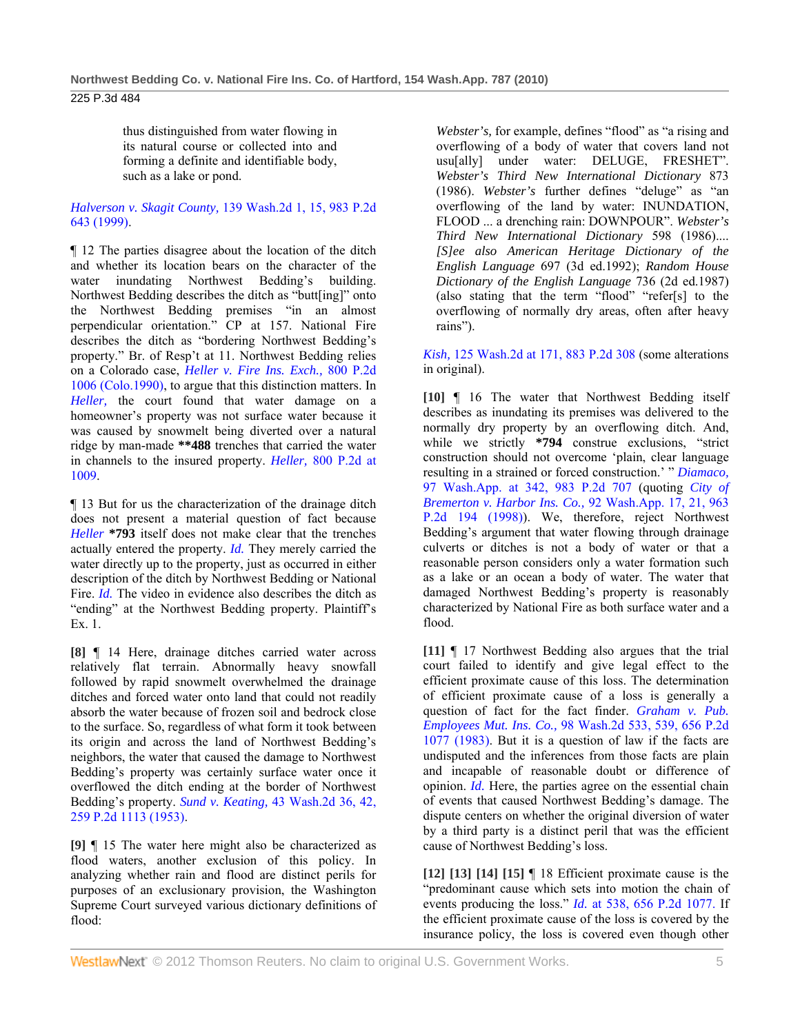> thus distinguished from water flowing in its natural course or collected into and forming a definite and identifiable body, such as a lake or pond.

*Halverson v. Skagit County,* 139 Wash.2d 1, 15, 983 P.2d 643 (1999).

¶ 12 The parties disagree about the location of the ditch and whether its location bears on the character of the water inundating Northwest Bedding's building. Northwest Bedding describes the ditch as "butt[ing]" onto the Northwest Bedding premises "in an almost perpendicular orientation." CP at 157. National Fire describes the ditch as "bordering Northwest Bedding's property." Br. of Resp't at 11. Northwest Bedding relies on a Colorado case, *Heller v. Fire Ins. Exch.,* 800 P.2d 1006 (Colo.1990), to argue that this distinction matters. In *Heller,* the court found that water damage on a homeowner's property was not surface water because it was caused by snowmelt being diverted over a natural ridge by man-made **\*\*488** trenches that carried the water in channels to the insured property. *Heller,* 800 P.2d at 1009.

¶ 13 But for us the characterization of the drainage ditch does not present a material question of fact because *Heller* **\*793** itself does not make clear that the trenches actually entered the property. *Id.* They merely carried the water directly up to the property, just as occurred in either description of the ditch by Northwest Bedding or National Fire. *Id.* The video in evidence also describes the ditch as "ending" at the Northwest Bedding property. Plaintiff's Ex. 1.

**[8]** ¶ 14 Here, drainage ditches carried water across relatively flat terrain. Abnormally heavy snowfall followed by rapid snowmelt overwhelmed the drainage ditches and forced water onto land that could not readily absorb the water because of frozen soil and bedrock close to the surface. So, regardless of what form it took between its origin and across the land of Northwest Bedding's neighbors, the water that caused the damage to Northwest Bedding's property was certainly surface water once it overflowed the ditch ending at the border of Northwest Bedding's property. *Sund v. Keating,* 43 Wash.2d 36, 42, 259 P.2d 1113 (1953).

**[9]** ¶ 15 The water here might also be characterized as flood waters, another exclusion of this policy. In analyzing whether rain and flood are distinct perils for purposes of an exclusionary provision, the Washington Supreme Court surveyed various dictionary definitions of flood:

> *Webster's,* for example, defines "flood" as "a rising and overflowing of a body of water that covers land not usu[ally] under water: DELUGE, FRESHET". *Webster's Third New International Dictionary* 873 (1986). *Webster's* further defines "deluge" as "an overflowing of the land by water: INUNDATION, FLOOD ... a drenching rain: DOWNPOUR". *Webster's Third New International Dictionary* 598 (1986).... *[S]ee also American Heritage Dictionary of the English Language* 697 (3d ed.1992); *Random House Dictionary of the English Language* 736 (2d ed.1987) (also stating that the term "flood" "refer[s] to the overflowing of normally dry areas, often after heavy rains").

*Kish,* 125 Wash.2d at 171, 883 P.2d 308 (some alterations in original).

**[10]** ¶ 16 The water that Northwest Bedding itself describes as inundating its premises was delivered to the normally dry property by an overflowing ditch. And, while we strictly **\*794** construe exclusions, "strict construction should not overcome 'plain, clear language resulting in a strained or forced construction.' " *Diamaco,* 97 Wash.App. at 342, 983 P.2d 707 (quoting *City of Bremerton v. Harbor Ins. Co.,* 92 Wash.App. 17, 21, 963 P.2d 194 (1998)). We, therefore, reject Northwest Bedding's argument that water flowing through drainage culverts or ditches is not a body of water or that a reasonable person considers only a water formation such as a lake or an ocean a body of water. The water that damaged Northwest Bedding's property is reasonably characterized by National Fire as both surface water and a flood.

**[11]** ¶ 17 Northwest Bedding also argues that the trial court failed to identify and give legal effect to the efficient proximate cause of this loss. The determination of efficient proximate cause of a loss is generally a question of fact for the fact finder. *Graham v. Pub. Employees Mut. Ins. Co.,* 98 Wash.2d 533, 539, 656 P.2d 1077 (1983). But it is a question of law if the facts are undisputed and the inferences from those facts are plain and incapable of reasonable doubt or difference of opinion. *Id.* Here, the parties agree on the essential chain of events that caused Northwest Bedding's damage. The dispute centers on whether the original diversion of water by a third party is a distinct peril that was the efficient cause of Northwest Bedding's loss.

**[12] [13] [14] [15]** ¶ 18 Efficient proximate cause is the "predominant cause which sets into motion the chain of events producing the loss." *Id.* at 538, 656 P.2d 1077. If the efficient proximate cause of the loss is covered by the insurance policy, the loss is covered even though other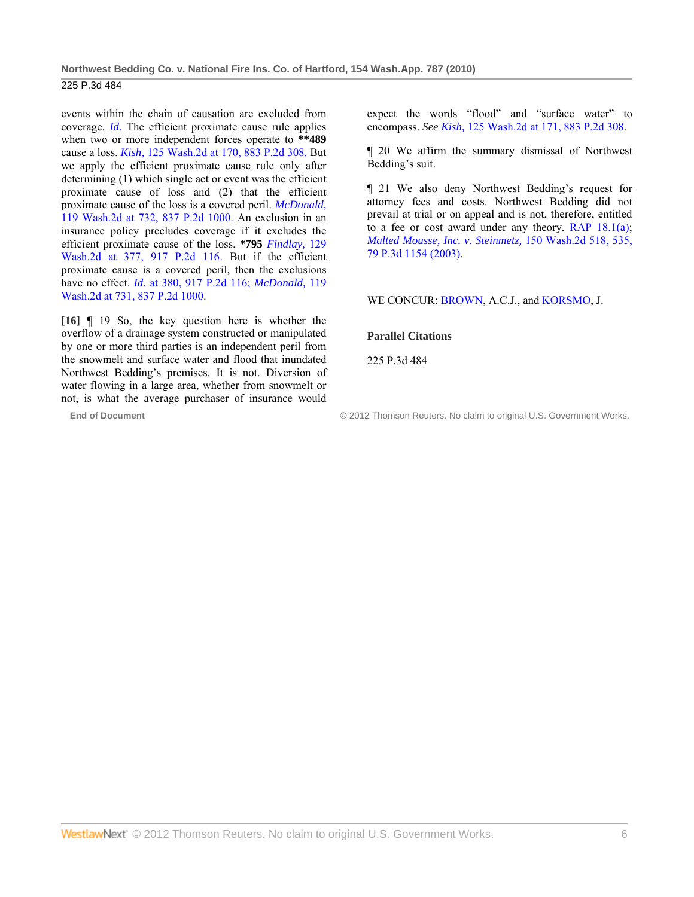events within the chain of causation are excluded from coverage. *Id.* The efficient proximate cause rule applies when two or more independent forces operate to **489 cause a loss. *Kish,* 125 Wash.2d at 170, 883 P.2d 308. But we apply the efficient proximate cause rule only after determining (1) which single act or event was the efficient proximate cause of loss and (2) that the efficient proximate cause of the loss is a covered peril. *McDonald,* 119 Wash.2d at 732, 837 P.2d 1000. An exclusion in an insurance policy precludes coverage if it excludes the efficient proximate cause of the loss. *795 *Findlay,* 129 Wash.2d at 377, 917 P.2d 116. But if the efficient proximate cause is a covered peril, then the exclusions have no effect. *Id.* at 380, 917 P.2d 116; *McDonald,* 119 Wash.2d at 731, 837 P.2d 1000.

**[16]** ¶ 19 So, the key question here is whether the overflow of a drainage system constructed or manipulated by one or more third parties is an independent peril from the snowmelt and surface water and flood that inundated Northwest Bedding's premises. It is not. Diversion of water flowing in a large area, whether from snowmelt or not, is what the average purchaser of insurance would expect the words "flood" and "surface water" to encompass. *See Kish,* 125 Wash.2d at 171, 883 P.2d 308.

¶ 20 We affirm the summary dismissal of Northwest Bedding's suit.

¶ 21 We also deny Northwest Bedding's request for attorney fees and costs. Northwest Bedding did not prevail at trial or on appeal and is not, therefore, entitled to a fee or cost award under any theory. RAP 18.1(a); *Malted Mousse, Inc. v. Steinmetz,* 150 Wash.2d 518, 535, 79 P.3d 1154 (2003).

WE CONCUR: BROWN, A.C.J., and KORSMO, J.

**Parallel Citations**

225 P.3d 484

End of Document

© 2012 Thomson Reuters. No claim to original U.S. Government Works.